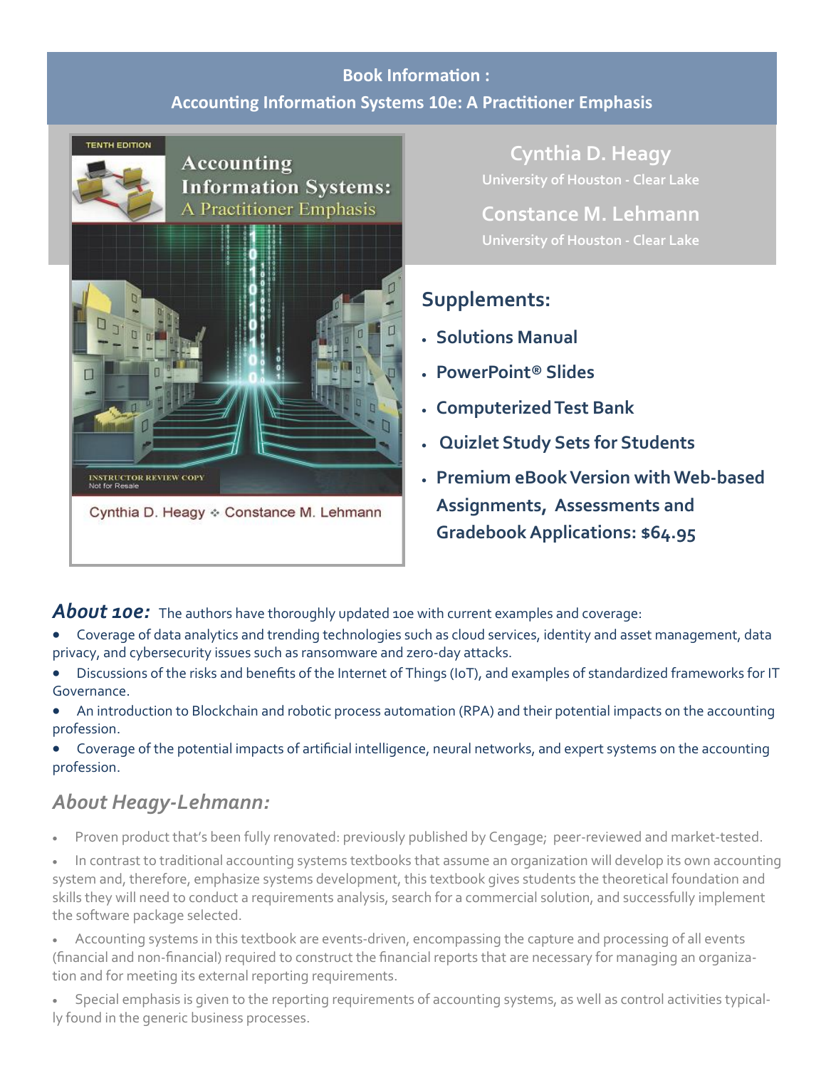## Book Information :
## Accounting Information Systems 10e: A Practitioner Emphasis

TENTH EDITION

Accounting Information Systems: A Practitioner Emphasis

INSTRUCTOR REVIEW COPY
Not for Resale

Cynthia D. Heagy ❖ Constance M. Lehmann

**Cynthia D. Heagy**
University of Houston - Clear Lake

**Constance M. Lehmann**
University of Houston - Clear Lake

### Supplements:

- **Solutions Manual**
- **PowerPoint® Slides**
- **Computerized Test Bank**
- **Quizlet Study Sets for Students**
- **Premium eBook Version with Web-based Assignments, Assessments and Gradebook Applications: $64.95**

***About 10e:*** The authors have thoroughly updated 10e with current examples and coverage:

- Coverage of data analytics and trending technologies such as cloud services, identity and asset management, data privacy, and cybersecurity issues such as ransomware and zero-day attacks.
- Discussions of the risks and benefits of the Internet of Things (IoT), and examples of standardized frameworks for IT Governance.
- An introduction to Blockchain and robotic process automation (RPA) and their potential impacts on the accounting profession.
- Coverage of the potential impacts of artificial intelligence, neural networks, and expert systems on the accounting profession.

### *About Heagy-Lehmann:*

- Proven product that's been fully renovated: previously published by Cengage; peer-reviewed and market-tested.
- In contrast to traditional accounting systems textbooks that assume an organization will develop its own accounting system and, therefore, emphasize systems development, this textbook gives students the theoretical foundation and skills they will need to conduct a requirements analysis, search for a commercial solution, and successfully implement the software package selected.
- Accounting systems in this textbook are events-driven, encompassing the capture and processing of all events (financial and non-financial) required to construct the financial reports that are necessary for managing an organization and for meeting its external reporting requirements.
- Special emphasis is given to the reporting requirements of accounting systems, as well as control activities typically found in the generic business processes.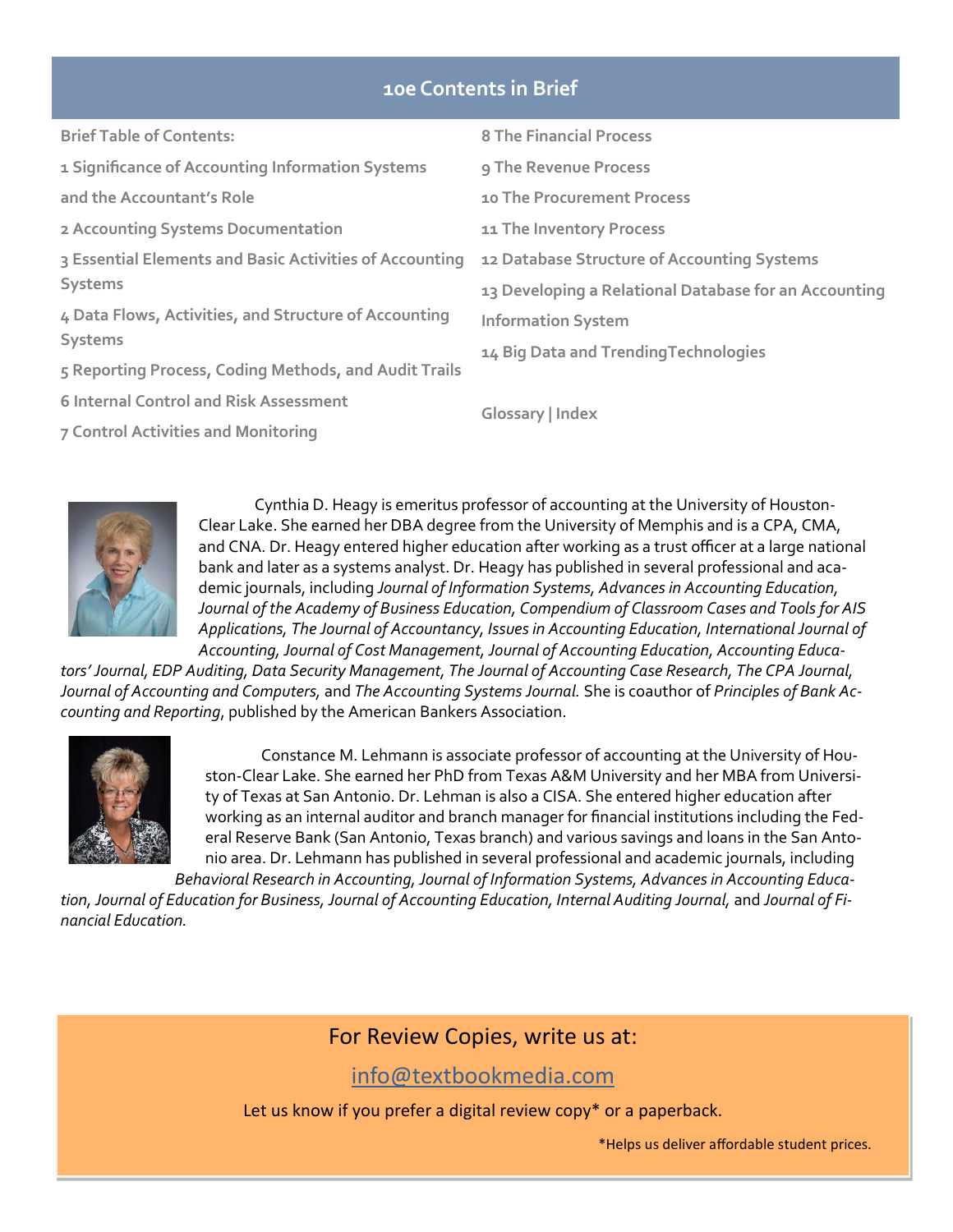## 10e Contents in Brief

Brief Table of Contents:

1 Significance of Accounting Information Systems and the Accountant's Role

2 Accounting Systems Documentation

3 Essential Elements and Basic Activities of Accounting Systems

4 Data Flows, Activities, and Structure of Accounting Systems

5 Reporting Process, Coding Methods, and Audit Trails

6 Internal Control and Risk Assessment

7 Control Activities and Monitoring

8 The Financial Process

9 The Revenue Process

10 The Procurement Process

11 The Inventory Process

12 Database Structure of Accounting Systems

13 Developing a Relational Database for an Accounting Information System

14 Big Data and TrendingTechnologies

Glossary | Index

Cynthia D. Heagy is emeritus professor of accounting at the University of Houston-Clear Lake. She earned her DBA degree from the University of Memphis and is a CPA, CMA, and CNA. Dr. Heagy entered higher education after working as a trust officer at a large national bank and later as a systems analyst. Dr. Heagy has published in several professional and academic journals, including *Journal of Information Systems, Advances in Accounting Education, Journal of the Academy of Business Education, Compendium of Classroom Cases and Tools for AIS Applications, The Journal of Accountancy, Issues in Accounting Education, International Journal of Accounting, Journal of Cost Management, Journal of Accounting Education, Accounting Educators' Journal, EDP Auditing, Data Security Management, The Journal of Accounting Case Research, The CPA Journal, Journal of Accounting and Computers,* and *The Accounting Systems Journal.* She is coauthor of *Principles of Bank Accounting and Reporting*, published by the American Bankers Association.

Constance M. Lehmann is associate professor of accounting at the University of Houston-Clear Lake. She earned her PhD from Texas A&M University and her MBA from University of Texas at San Antonio. Dr. Lehman is also a CISA. She entered higher education after working as an internal auditor and branch manager for financial institutions including the Federal Reserve Bank (San Antonio, Texas branch) and various savings and loans in the San Antonio area. Dr. Lehmann has published in several professional and academic journals, including *Behavioral Research in Accounting, Journal of Information Systems, Advances in Accounting Education, Journal of Education for Business, Journal of Accounting Education, Internal Auditing Journal,* and *Journal of Financial Education.*

For Review Copies, write us at:

info@textbookmedia.com

Let us know if you prefer a digital review copy* or a paperback.

*Helps us deliver affordable student prices.